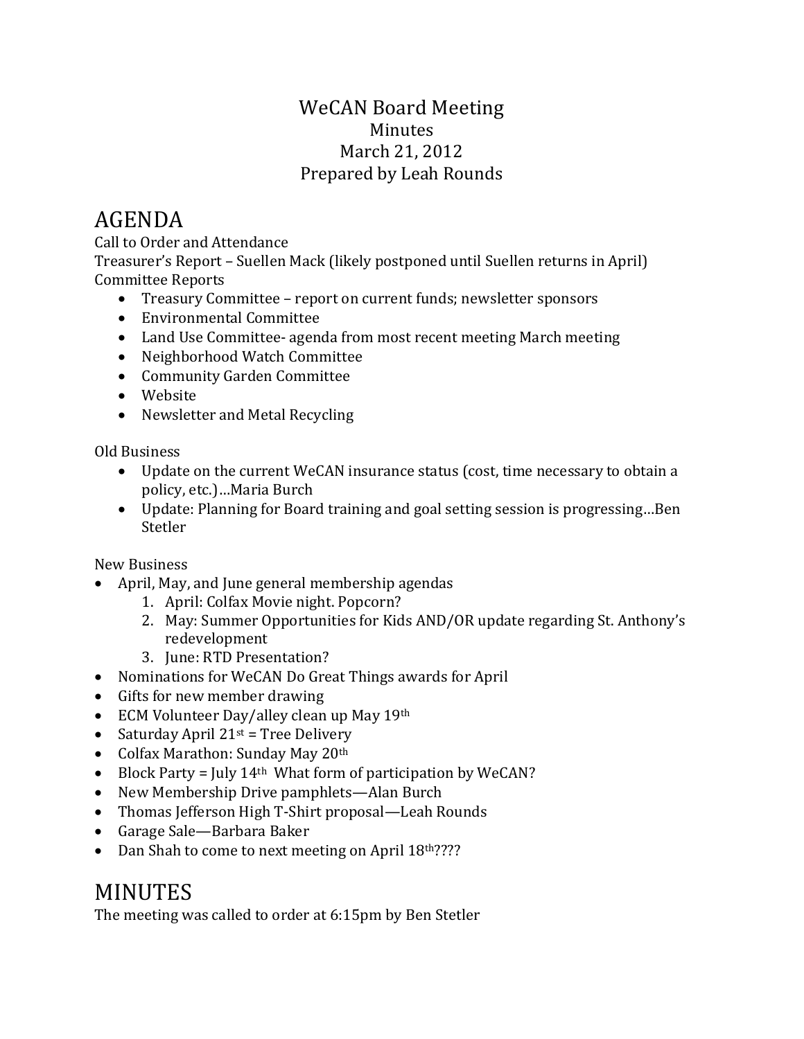# WeCAN Board Meeting

Minutes

March 21, 2012

Prepared by Leah Rounds

## AGENDA

Call to Order and Attendance

Treasurer's Report – Suellen Mack (likely postponed until Suellen returns in April)

Committee Reports

- Treasury Committee – report on current funds; newsletter sponsors
- Environmental Committee
- Land Use Committee- agenda from most recent meeting March meeting
- Neighborhood Watch Committee
- Community Garden Committee
- Website
- Newsletter and Metal Recycling

Old Business

- Update on the current WeCAN insurance status (cost, time necessary to obtain a policy, etc.)…Maria Burch
- Update: Planning for Board training and goal setting session is progressing…Ben Stetler

New Business

- April, May, and June general membership agendas
  1. April: Colfax Movie night. Popcorn?
  2. May: Summer Opportunities for Kids AND/OR update regarding St. Anthony's redevelopment
  3. June: RTD Presentation?
- Nominations for WeCAN Do Great Things awards for April
- Gifts for new member drawing
- ECM Volunteer Day/alley clean up May 19th
- Saturday April 21st = Tree Delivery
- Colfax Marathon: Sunday May 20th
- Block Party = July 14th  What form of participation by WeCAN?
- New Membership Drive pamphlets—Alan Burch
- Thomas Jefferson High T-Shirt proposal—Leah Rounds
- Garage Sale—Barbara Baker
- Dan Shah to come to next meeting on April 18th????

## MINUTES

The meeting was called to order at 6:15pm by Ben Stetler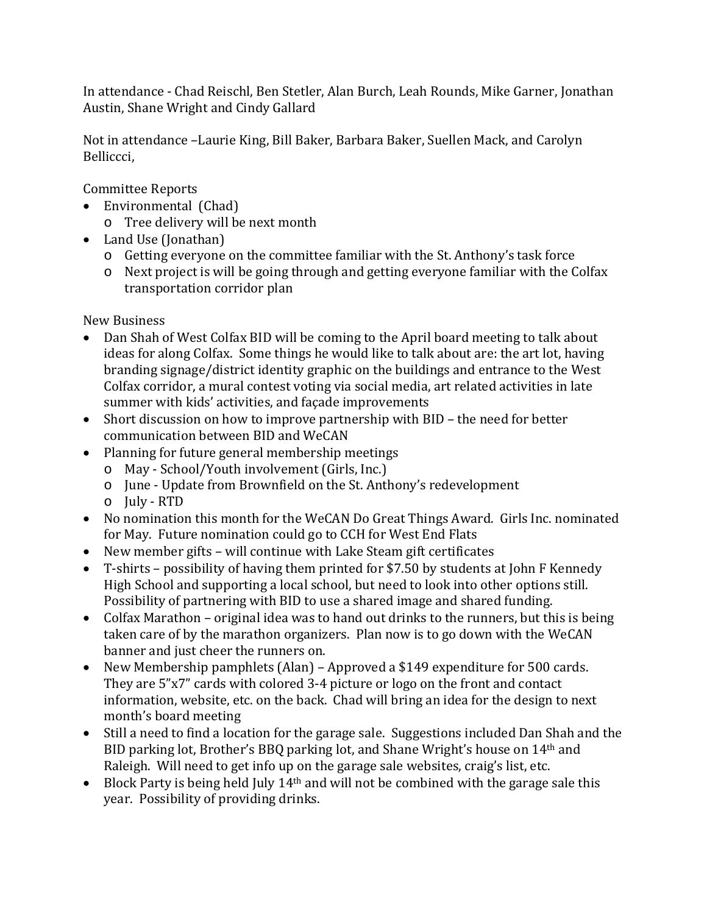In attendance - Chad Reischl, Ben Stetler, Alan Burch, Leah Rounds, Mike Garner, Jonathan Austin, Shane Wright and Cindy Gallard

Not in attendance –Laurie King, Bill Baker, Barbara Baker, Suellen Mack, and Carolyn Belliccci,

Committee Reports

- Environmental (Chad)
  - Tree delivery will be next month
- Land Use (Jonathan)
  - Getting everyone on the committee familiar with the St. Anthony's task force
  - Next project is will be going through and getting everyone familiar with the Colfax transportation corridor plan

New Business

- Dan Shah of West Colfax BID will be coming to the April board meeting to talk about ideas for along Colfax. Some things he would like to talk about are: the art lot, having branding signage/district identity graphic on the buildings and entrance to the West Colfax corridor, a mural contest voting via social media, art related activities in late summer with kids' activities, and façade improvements
- Short discussion on how to improve partnership with BID – the need for better communication between BID and WeCAN
- Planning for future general membership meetings
  - May - School/Youth involvement (Girls, Inc.)
  - June - Update from Brownfield on the St. Anthony's redevelopment
  - July - RTD
- No nomination this month for the WeCAN Do Great Things Award. Girls Inc. nominated for May. Future nomination could go to CCH for West End Flats
- New member gifts – will continue with Lake Steam gift certificates
- T-shirts – possibility of having them printed for $7.50 by students at John F Kennedy High School and supporting a local school, but need to look into other options still. Possibility of partnering with BID to use a shared image and shared funding.
- Colfax Marathon – original idea was to hand out drinks to the runners, but this is being taken care of by the marathon organizers. Plan now is to go down with the WeCAN banner and just cheer the runners on.
- New Membership pamphlets (Alan) – Approved a $149 expenditure for 500 cards. They are 5"x7" cards with colored 3-4 picture or logo on the front and contact information, website, etc. on the back. Chad will bring an idea for the design to next month's board meeting
- Still a need to find a location for the garage sale. Suggestions included Dan Shah and the BID parking lot, Brother's BBQ parking lot, and Shane Wright's house on 14th and Raleigh. Will need to get info up on the garage sale websites, craig's list, etc.
- Block Party is being held July 14th and will not be combined with the garage sale this year. Possibility of providing drinks.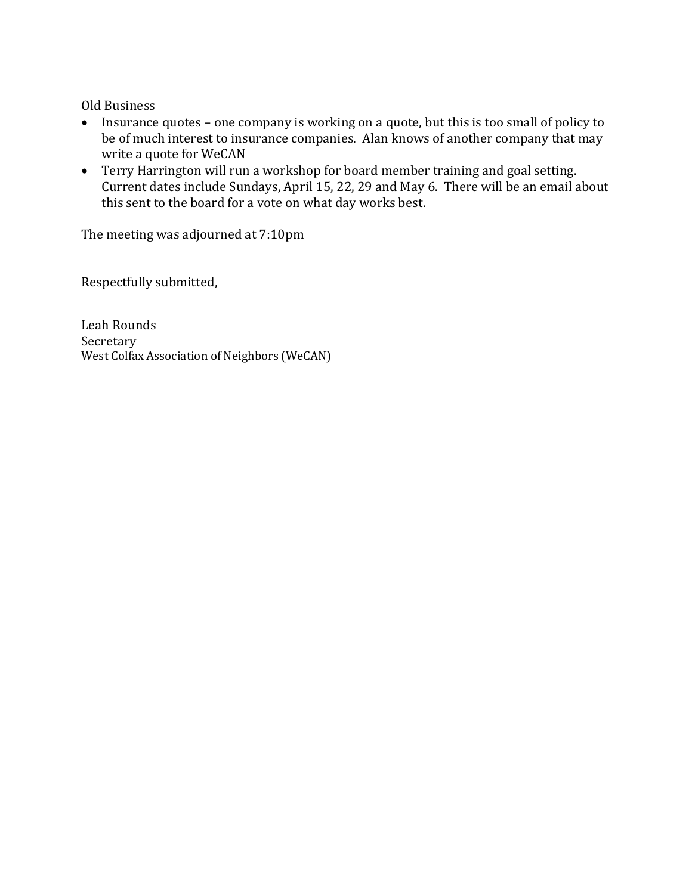Old Business

- Insurance quotes – one company is working on a quote, but this is too small of policy to be of much interest to insurance companies. Alan knows of another company that may write a quote for WeCAN
- Terry Harrington will run a workshop for board member training and goal setting. Current dates include Sundays, April 15, 22, 29 and May 6. There will be an email about this sent to the board for a vote on what day works best.

The meeting was adjourned at 7:10pm

Respectfully submitted,

Leah Rounds
Secretary
West Colfax Association of Neighbors (WeCAN)